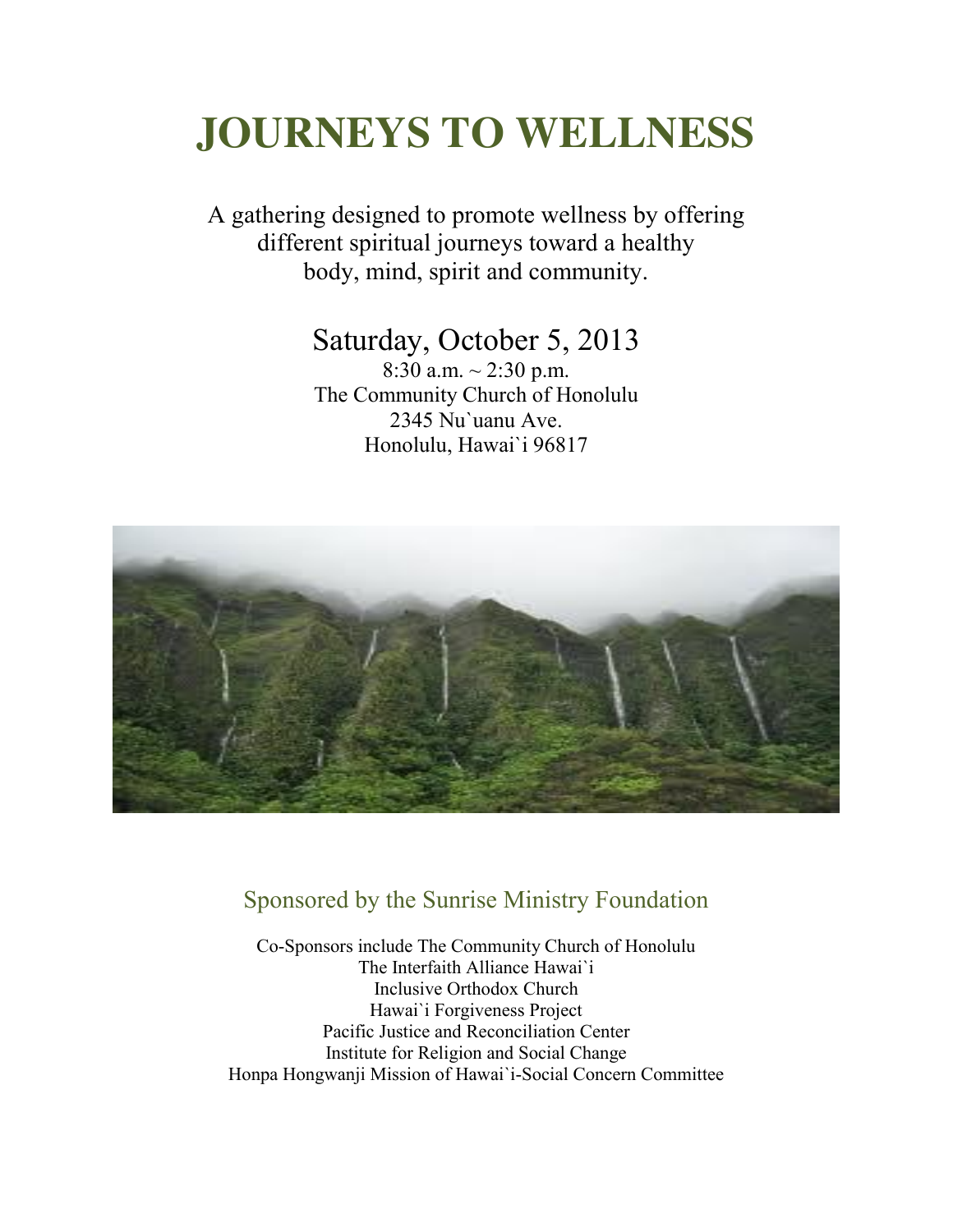# JOURNEYS TO WELLNESS

A gathering designed to promote wellness by offering different spiritual journeys toward a healthy body, mind, spirit and community.

## Saturday, October 5, 2013

8:30 a.m. ~ 2:30 p.m.
The Community Church of Honolulu
2345 Nu`uanu Ave.
Honolulu, Hawai`i 96817

### Sponsored by the Sunrise Ministry Foundation

Co-Sponsors include The Community Church of Honolulu
The Interfaith Alliance Hawai`i
Inclusive Orthodox Church
Hawai`i Forgiveness Project
Pacific Justice and Reconciliation Center
Institute for Religion and Social Change
Honpa Hongwanji Mission of Hawai`i-Social Concern Committee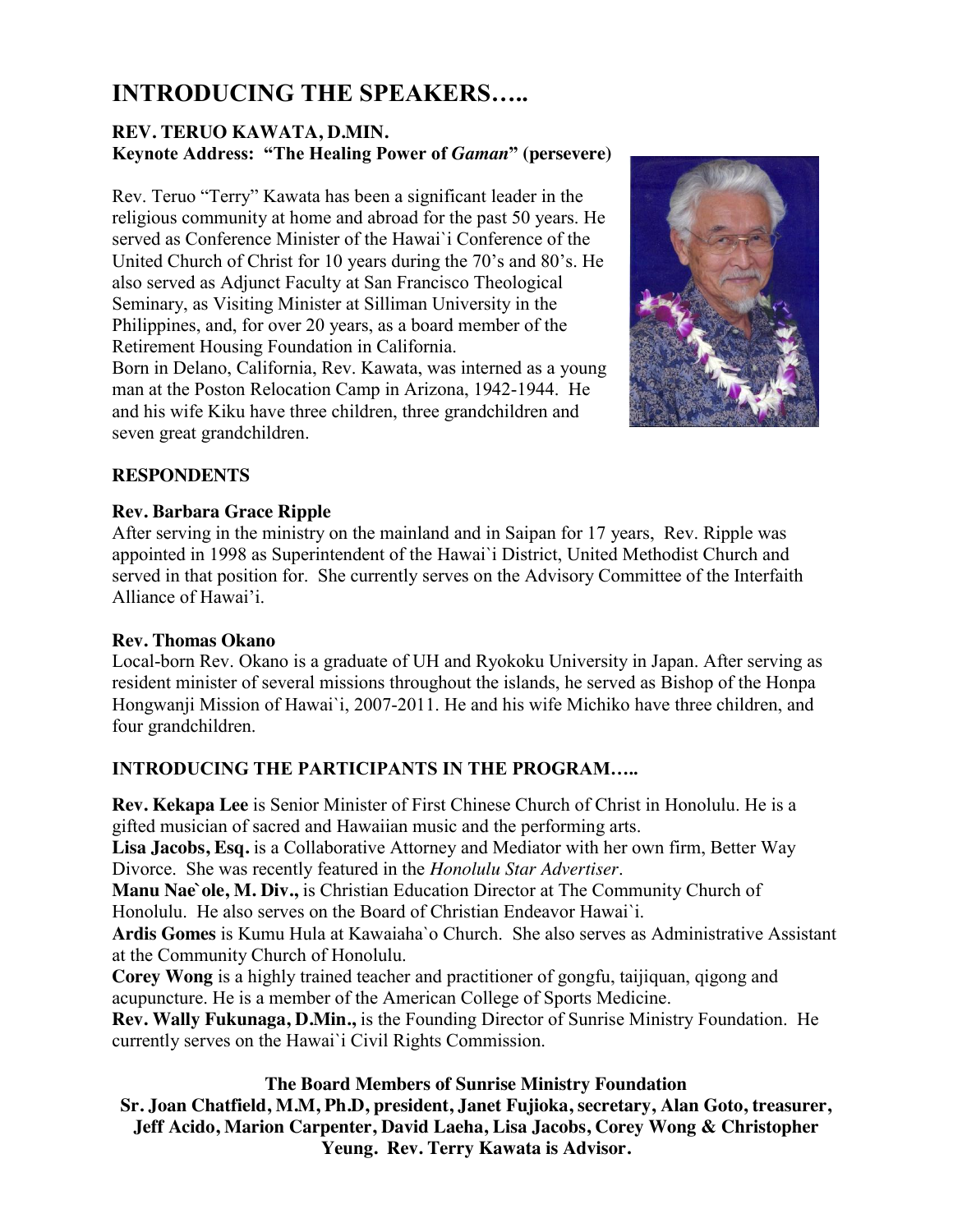# INTRODUCING THE SPEAKERS…..

**REV. TERUO KAWATA, D.MIN.**
**Keynote Address: "The Healing Power of *Gaman*" (persevere)**

Rev. Teruo "Terry" Kawata has been a significant leader in the religious community at home and abroad for the past 50 years. He served as Conference Minister of the Hawai`i Conference of the United Church of Christ for 10 years during the 70's and 80's. He also served as Adjunct Faculty at San Francisco Theological Seminary, as Visiting Minister at Silliman University in the Philippines, and, for over 20 years, as a board member of the Retirement Housing Foundation in California.
Born in Delano, California, Rev. Kawata, was interned as a young man at the Poston Relocation Camp in Arizona, 1942-1944. He and his wife Kiku have three children, three grandchildren and seven great grandchildren.

**RESPONDENTS**

**Rev. Barbara Grace Ripple**
After serving in the ministry on the mainland and in Saipan for 17 years, Rev. Ripple was appointed in 1998 as Superintendent of the Hawai`i District, United Methodist Church and served in that position for. She currently serves on the Advisory Committee of the Interfaith Alliance of Hawai'i.

**Rev. Thomas Okano**
Local-born Rev. Okano is a graduate of UH and Ryokoku University in Japan. After serving as resident minister of several missions throughout the islands, he served as Bishop of the Honpa Hongwanji Mission of Hawai`i, 2007-2011. He and his wife Michiko have three children, and four grandchildren.

**INTRODUCING THE PARTICIPANTS IN THE PROGRAM…..**

**Rev. Kekapa Lee** is Senior Minister of First Chinese Church of Christ in Honolulu. He is a gifted musician of sacred and Hawaiian music and the performing arts.
**Lisa Jacobs, Esq.** is a Collaborative Attorney and Mediator with her own firm, Better Way Divorce. She was recently featured in the *Honolulu Star Advertiser*.
**Manu Nae`ole, M. Div.,** is Christian Education Director at The Community Church of Honolulu. He also serves on the Board of Christian Endeavor Hawai`i.
**Ardis Gomes** is Kumu Hula at Kawaiaha`o Church. She also serves as Administrative Assistant at the Community Church of Honolulu.
**Corey Wong** is a highly trained teacher and practitioner of gongfu, taijiquan, qigong and acupuncture. He is a member of the American College of Sports Medicine.
**Rev. Wally Fukunaga, D.Min.,** is the Founding Director of Sunrise Ministry Foundation. He currently serves on the Hawai`i Civil Rights Commission.

**The Board Members of Sunrise Ministry Foundation**
**Sr. Joan Chatfield, M.M, Ph.D, president, Janet Fujioka, secretary, Alan Goto, treasurer, Jeff Acido, Marion Carpenter, David Laeha, Lisa Jacobs, Corey Wong & Christopher Yeung. Rev. Terry Kawata is Advisor.**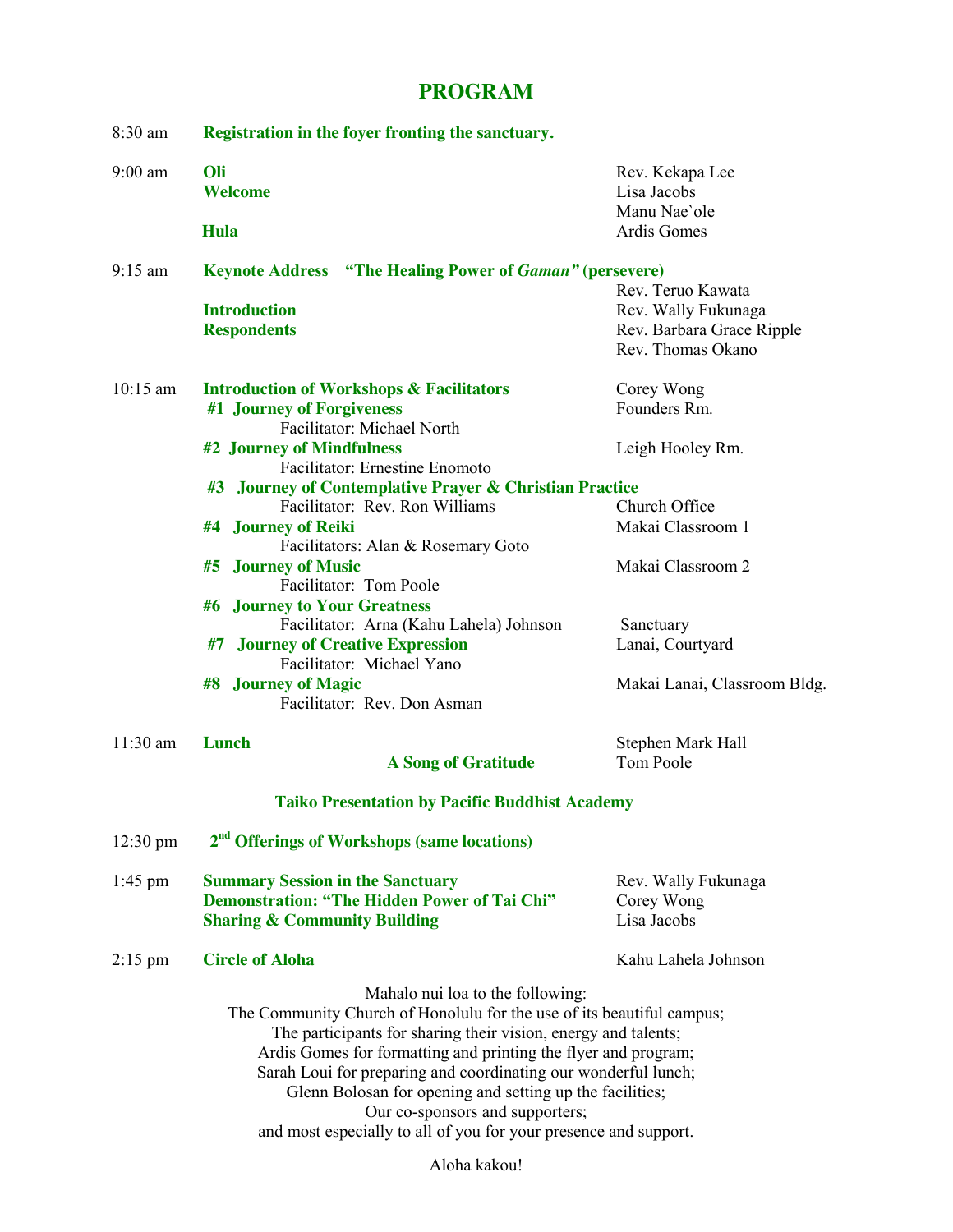# PROGRAM

| Time | Event | Person / Location |
|---|---|---|
| 8:30 am | **Registration in the foyer fronting the sanctuary.** | |
| 9:00 am | **Oli** | Rev. Kekapa Lee |
| | **Welcome** | Lisa Jacobs |
| | | Manu Nae`ole |
| | **Hula** | Ardis Gomes |
| 9:15 am | **Keynote Address "The Healing Power of *Gaman*" (persevere)** | |
| | | Rev. Teruo Kawata |
| | **Introduction** | Rev. Wally Fukunaga |
| | **Respondents** | Rev. Barbara Grace Ripple |
| | | Rev. Thomas Okano |
| 10:15 am | **Introduction of Workshops & Facilitators** | Corey Wong |
| | **#1 Journey of Forgiveness** | Founders Rm. |
| | Facilitator: Michael North | |
| | **#2 Journey of Mindfulness** | Leigh Hooley Rm. |
| | Facilitator: Ernestine Enomoto | |
| | **#3 Journey of Contemplative Prayer & Christian Practice** | |
| | Facilitator: Rev. Ron Williams | Church Office |
| | **#4 Journey of Reiki** | Makai Classroom 1 |
| | Facilitators: Alan & Rosemary Goto | |
| | **#5 Journey of Music** | Makai Classroom 2 |
| | Facilitator: Tom Poole | |
| | **#6 Journey to Your Greatness** | |
| | Facilitator: Arna (Kahu Lahela) Johnson | Sanctuary |
| | **#7 Journey of Creative Expression** | Lanai, Courtyard |
| | Facilitator: Michael Yano | |
| | **#8 Journey of Magic** | Makai Lanai, Classroom Bldg. |
| | Facilitator: Rev. Don Asman | |
| 11:30 am | **Lunch** | Stephen Mark Hall |
| | **A Song of Gratitude** | Tom Poole |
| | **Taiko Presentation by Pacific Buddhist Academy** | |
| 12:30 pm | **2nd Offerings of Workshops (same locations)** | |
| 1:45 pm | **Summary Session in the Sanctuary** | Rev. Wally Fukunaga |
| | **Demonstration: "The Hidden Power of Tai Chi"** | Corey Wong |
| | **Sharing & Community Building** | Lisa Jacobs |
| 2:15 pm | **Circle of Aloha** | Kahu Lahela Johnson |

Mahalo nui loa to the following:
The Community Church of Honolulu for the use of its beautiful campus;
The participants for sharing their vision, energy and talents;
Ardis Gomes for formatting and printing the flyer and program;
Sarah Loui for preparing and coordinating our wonderful lunch;
Glenn Bolosan for opening and setting up the facilities;
Our co-sponsors and supporters;
and most especially to all of you for your presence and support.

Aloha kakou!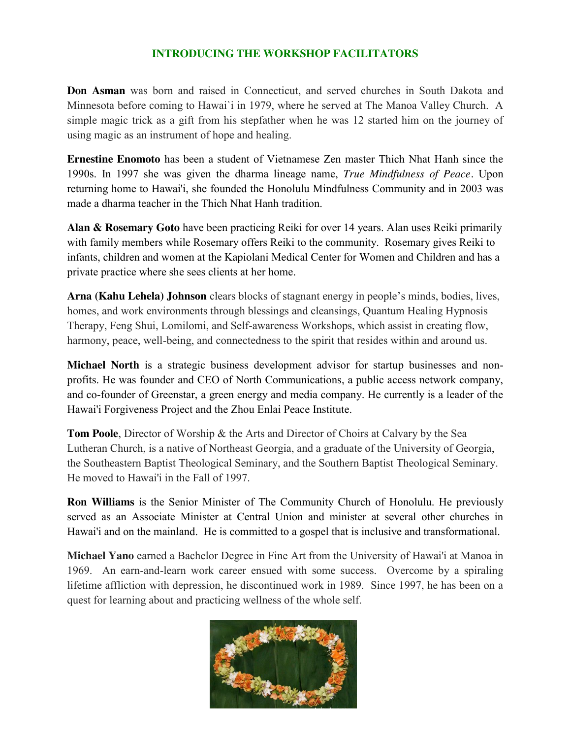## INTRODUCING THE WORKSHOP FACILITATORS

**Don Asman** was born and raised in Connecticut, and served churches in South Dakota and Minnesota before coming to Hawai`i in 1979, where he served at The Manoa Valley Church. A simple magic trick as a gift from his stepfather when he was 12 started him on the journey of using magic as an instrument of hope and healing.

**Ernestine Enomoto** has been a student of Vietnamese Zen master Thich Nhat Hanh since the 1990s. In 1997 she was given the dharma lineage name, *True Mindfulness of Peace*. Upon returning home to Hawai'i, she founded the Honolulu Mindfulness Community and in 2003 was made a dharma teacher in the Thich Nhat Hanh tradition.

**Alan & Rosemary Goto** have been practicing Reiki for over 14 years. Alan uses Reiki primarily with family members while Rosemary offers Reiki to the community. Rosemary gives Reiki to infants, children and women at the Kapiolani Medical Center for Women and Children and has a private practice where she sees clients at her home.

**Arna (Kahu Lehela) Johnson** clears blocks of stagnant energy in people's minds, bodies, lives, homes, and work environments through blessings and cleansings, Quantum Healing Hypnosis Therapy, Feng Shui, Lomilomi, and Self-awareness Workshops, which assist in creating flow, harmony, peace, well-being, and connectedness to the spirit that resides within and around us.

**Michael North** is a strategic business development advisor for startup businesses and non-profits. He was founder and CEO of North Communications, a public access network company, and co-founder of Greenstar, a green energy and media company. He currently is a leader of the Hawai'i Forgiveness Project and the Zhou Enlai Peace Institute.

**Tom Poole**, Director of Worship & the Arts and Director of Choirs at Calvary by the Sea Lutheran Church, is a native of Northeast Georgia, and a graduate of the University of Georgia, the Southeastern Baptist Theological Seminary, and the Southern Baptist Theological Seminary. He moved to Hawai'i in the Fall of 1997.

**Ron Williams** is the Senior Minister of The Community Church of Honolulu. He previously served as an Associate Minister at Central Union and minister at several other churches in Hawai'i and on the mainland. He is committed to a gospel that is inclusive and transformational.

**Michael Yano** earned a Bachelor Degree in Fine Art from the University of Hawai'i at Manoa in 1969. An earn-and-learn work career ensued with some success. Overcome by a spiraling lifetime affliction with depression, he discontinued work in 1989. Since 1997, he has been on a quest for learning about and practicing wellness of the whole self.